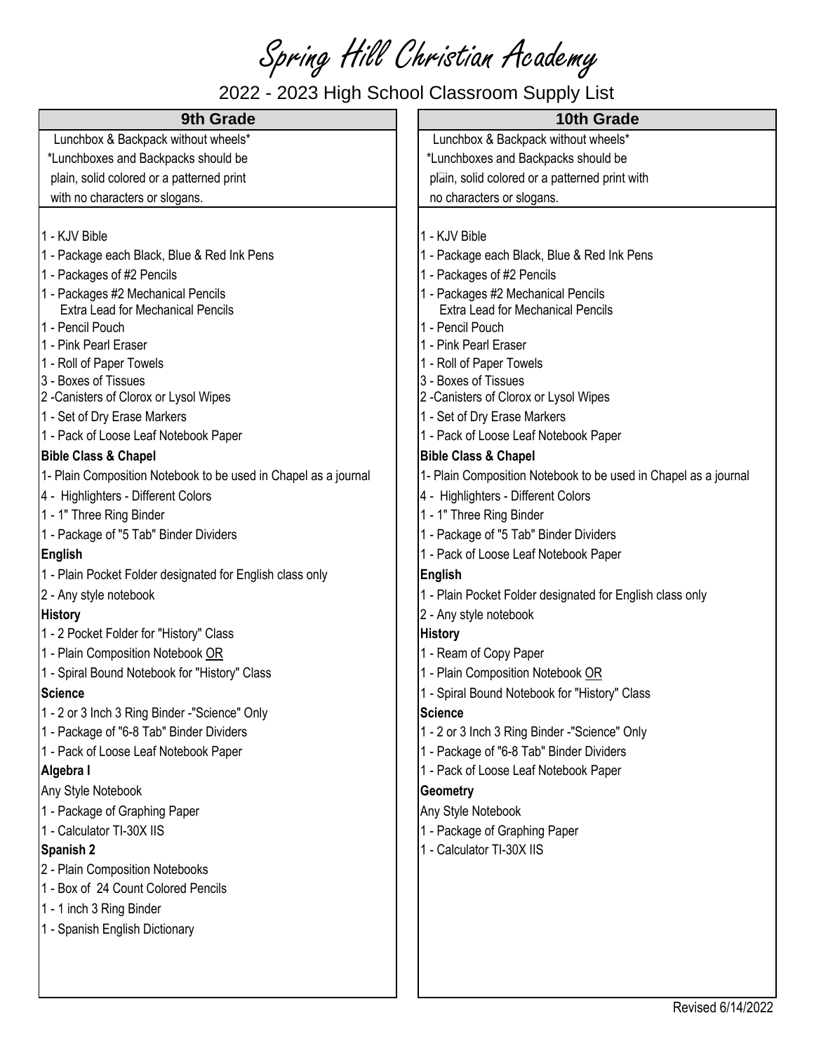# Spring Hill Christian Academy

## 2022 - 2023 High School Classroom Supply List

## 9th Grade

Lunchbox & Backpack without wheels*

*Lunchboxes and Backpacks should be plain, solid colored or a patterned print with no characters or slogans.

- 1 - KJV Bible
- 1 - Package each Black, Blue & Red Ink Pens
- 1 - Packages of #2 Pencils
- 1 - Packages #2 Mechanical Pencils
  - Extra Lead for Mechanical Pencils
- 1 - Pencil Pouch
- 1 - Pink Pearl Eraser
- 1 - Roll of Paper Towels
- 3 - Boxes of Tissues
- 2 -Canisters of Clorox or Lysol Wipes
- 1 - Set of Dry Erase Markers
- 1 - Pack of Loose Leaf Notebook Paper

**Bible Class & Chapel**

- 1- Plain Composition Notebook to be used in Chapel as a journal
- 4 - Highlighters - Different Colors
- 1 - 1" Three Ring Binder
- 1 - Package of "5 Tab" Binder Dividers

**English**

- 1 - Plain Pocket Folder designated for English class only
- 2 - Any style notebook

**History**

- 1 - 2 Pocket Folder for "History" Class
- 1 - Plain Composition Notebook <u>OR</u>
- 1 - Spiral Bound Notebook for "History" Class

**Science**

- 1 - 2 or 3 Inch 3 Ring Binder -"Science" Only
- 1 - Package of "6-8 Tab" Binder Dividers
- 1 - Pack of Loose Leaf Notebook Paper

**Algebra I**

- Any Style Notebook
- 1 - Package of Graphing Paper
- 1 - Calculator TI-30X IIS

**Spanish 2**

- 2 - Plain Composition Notebooks
- 1 - Box of 24 Count Colored Pencils
- 1 - 1 inch 3 Ring Binder
- 1 - Spanish English Dictionary

## 10th Grade

Lunchbox & Backpack without wheels*

*Lunchboxes and Backpacks should be plain, solid colored or a patterned print with no characters or slogans.

- 1 - KJV Bible
- 1 - Package each Black, Blue & Red Ink Pens
- 1 - Packages of #2 Pencils
- 1 - Packages #2 Mechanical Pencils
  - Extra Lead for Mechanical Pencils
- 1 - Pencil Pouch
- 1 - Pink Pearl Eraser
- 1 - Roll of Paper Towels
- 3 - Boxes of Tissues
- 2 -Canisters of Clorox or Lysol Wipes
- 1 - Set of Dry Erase Markers
- 1 - Pack of Loose Leaf Notebook Paper

**Bible Class & Chapel**

- 1- Plain Composition Notebook to be used in Chapel as a journal
- 4 - Highlighters - Different Colors
- 1 - 1" Three Ring Binder
- 1 - Package of "5 Tab" Binder Dividers
- 1 - Pack of Loose Leaf Notebook Paper

**English**

- 1 - Plain Pocket Folder designated for English class only
- 2 - Any style notebook

**History**

- 1 - Ream of Copy Paper
- 1 - Plain Composition Notebook <u>OR</u>
- 1 - Spiral Bound Notebook for "History" Class

**Science**

- 1 - 2 or 3 Inch 3 Ring Binder -"Science" Only
- 1 - Package of "6-8 Tab" Binder Dividers
- 1 - Pack of Loose Leaf Notebook Paper

**Geometry**

- Any Style Notebook
- 1 - Package of Graphing Paper
- 1 - Calculator TI-30X IIS

Revised 6/14/2022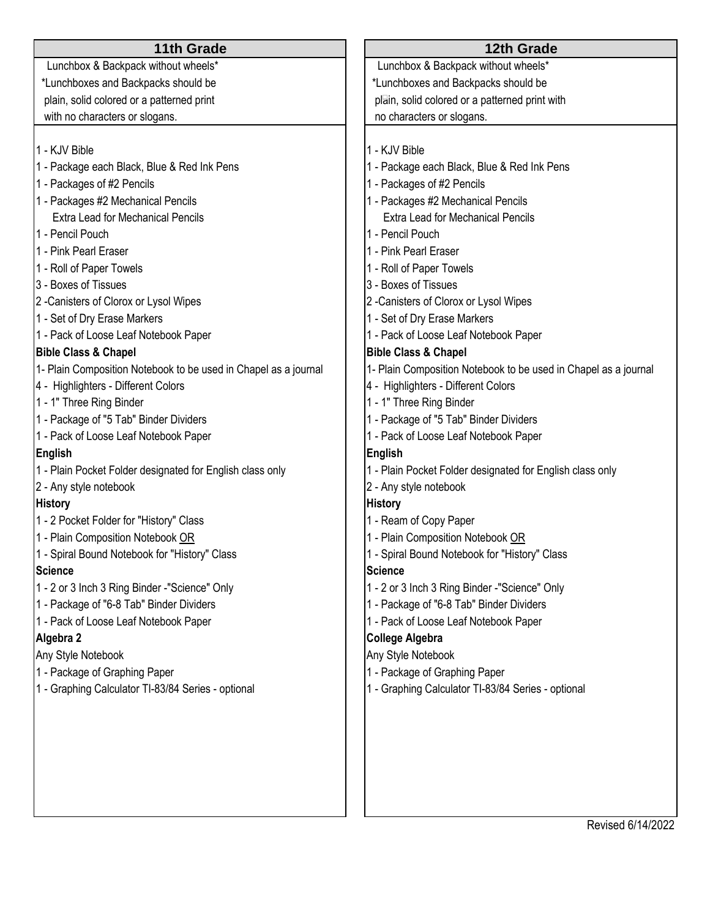## 11th Grade

Lunchbox & Backpack without wheels*

*Lunchboxes and Backpacks should be plain, solid colored or a patterned print with no characters or slogans.

1 - KJV Bible
1 - Package each Black, Blue & Red Ink Pens
1 - Packages of #2 Pencils
1 - Packages #2 Mechanical Pencils
  Extra Lead for Mechanical Pencils
1 - Pencil Pouch
1 - Pink Pearl Eraser
1 - Roll of Paper Towels
3 - Boxes of Tissues
2 -Canisters of Clorox or Lysol Wipes
1 - Set of Dry Erase Markers
1 - Pack of Loose Leaf Notebook Paper

**Bible Class & Chapel**

1- Plain Composition Notebook to be used in Chapel as a journal
4 -  Highlighters - Different Colors
1 - 1" Three Ring Binder
1 - Package of "5 Tab" Binder Dividers
1 - Pack of Loose Leaf Notebook Paper

**English**

1 - Plain Pocket Folder designated for English class only
2 - Any style notebook

**History**

1 - 2 Pocket Folder for "History" Class
1 - Plain Composition Notebook <u>OR</u>
1 - Spiral Bound Notebook for "History" Class

**Science**

1 - 2 or 3 Inch 3 Ring Binder -"Science" Only
1 - Package of "6-8 Tab" Binder Dividers
1 - Pack of Loose Leaf Notebook Paper

**Algebra 2**

Any Style Notebook
1 - Package of Graphing Paper
1 - Graphing Calculator TI-83/84 Series - optional

## 12th Grade

Lunchbox & Backpack without wheels*

*Lunchboxes and Backpacks should be plain, solid colored or a patterned print with no characters or slogans.

1 - KJV Bible
1 - Package each Black, Blue & Red Ink Pens
1 - Packages of #2 Pencils
1 - Packages #2 Mechanical Pencils
  Extra Lead for Mechanical Pencils
1 - Pencil Pouch
1 - Pink Pearl Eraser
1 - Roll of Paper Towels
3 - Boxes of Tissues
2 -Canisters of Clorox or Lysol Wipes
1 - Set of Dry Erase Markers
1 - Pack of Loose Leaf Notebook Paper

**Bible Class & Chapel**

1- Plain Composition Notebook to be used in Chapel as a journal
4 -  Highlighters - Different Colors
1 - 1" Three Ring Binder
1 - Package of "5 Tab" Binder Dividers
1 - Pack of Loose Leaf Notebook Paper

**English**

1 - Plain Pocket Folder designated for English class only
2 - Any style notebook

**History**

1 - Ream of Copy Paper
1 - Plain Composition Notebook <u>OR</u>
1 - Spiral Bound Notebook for "History" Class

**Science**

1 - 2 or 3 Inch 3 Ring Binder -"Science" Only
1 - Package of "6-8 Tab" Binder Dividers
1 - Pack of Loose Leaf Notebook Paper

**College Algebra**

Any Style Notebook
1 - Package of Graphing Paper
1 - Graphing Calculator TI-83/84 Series - optional

Revised 6/14/2022